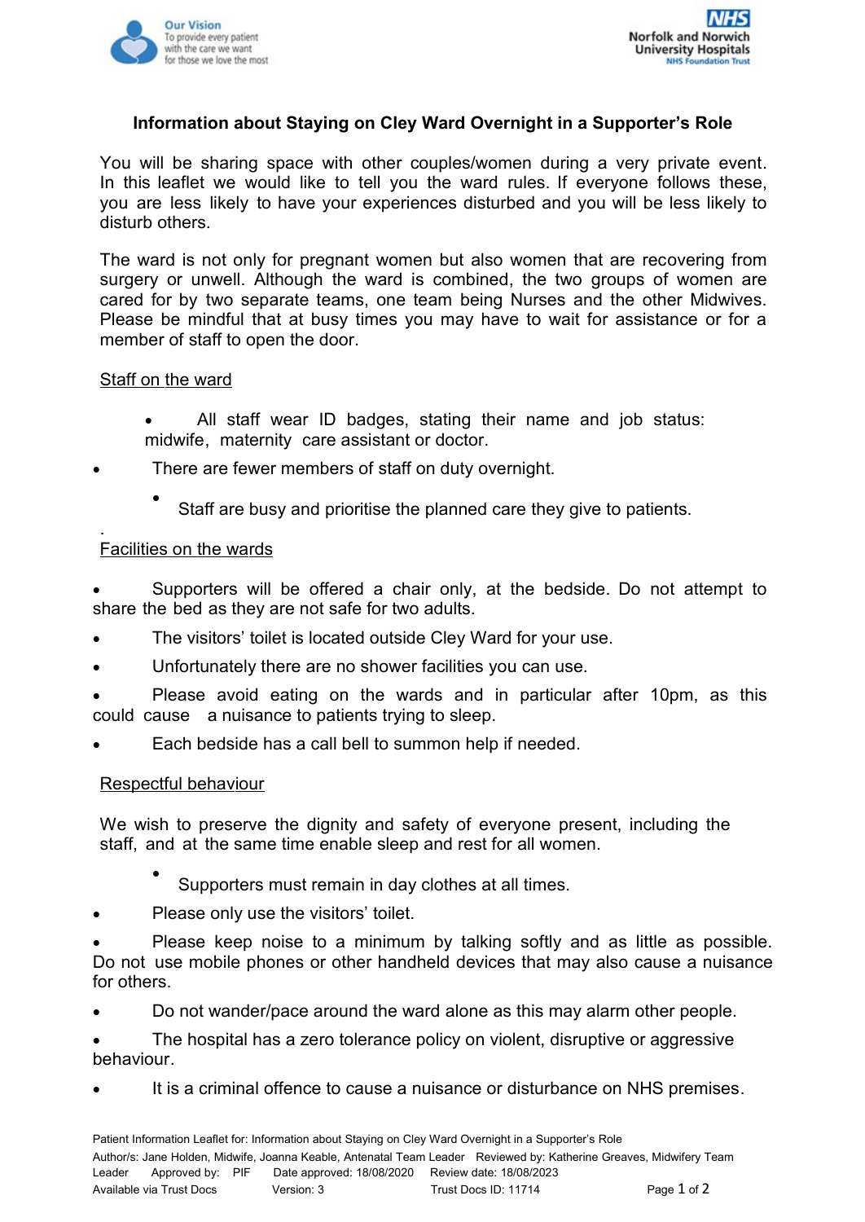Our Vision
To provide every patient with the care we want for those we love the most

NHS
Norfolk and Norwich University Hospitals
NHS Foundation Trust

## Information about Staying on Cley Ward Overnight in a Supporter's Role

You will be sharing space with other couples/women during a very private event. In this leaflet we would like to tell you the ward rules. If everyone follows these, you are less likely to have your experiences disturbed and you will be less likely to disturb others.

The ward is not only for pregnant women but also women that are recovering from surgery or unwell. Although the ward is combined, the two groups of women are cared for by two separate teams, one team being Nurses and the other Midwives. Please be mindful that at busy times you may have to wait for assistance or for a member of staff to open the door.

### Staff on the ward

- All staff wear ID badges, stating their name and job status: midwife, maternity care assistant or doctor.
- There are fewer members of staff on duty overnight.
- Staff are busy and prioritise the planned care they give to patients.

### Facilities on the wards

- Supporters will be offered a chair only, at the bedside. Do not attempt to share the bed as they are not safe for two adults.
- The visitors' toilet is located outside Cley Ward for your use.
- Unfortunately there are no shower facilities you can use.
- Please avoid eating on the wards and in particular after 10pm, as this could cause a nuisance to patients trying to sleep.
- Each bedside has a call bell to summon help if needed.

### Respectful behaviour

We wish to preserve the dignity and safety of everyone present, including the staff, and at the same time enable sleep and rest for all women.

- Supporters must remain in day clothes at all times.
- Please only use the visitors' toilet.
- Please keep noise to a minimum by talking softly and as little as possible. Do not use mobile phones or other handheld devices that may also cause a nuisance for others.
- Do not wander/pace around the ward alone as this may alarm other people.
- The hospital has a zero tolerance policy on violent, disruptive or aggressive behaviour.
- It is a criminal offence to cause a nuisance or disturbance on NHS premises.

Patient Information Leaflet for: Information about Staying on Cley Ward Overnight in a Supporter's Role
Author/s: Jane Holden, Midwife, Joanna Keable, Antenatal Team Leader Reviewed by: Katherine Greaves, Midwifery Team Leader Approved by: PIF Date approved: 18/08/2020 Review date: 18/08/2023
Available via Trust Docs Version: 3 Trust Docs ID: 11714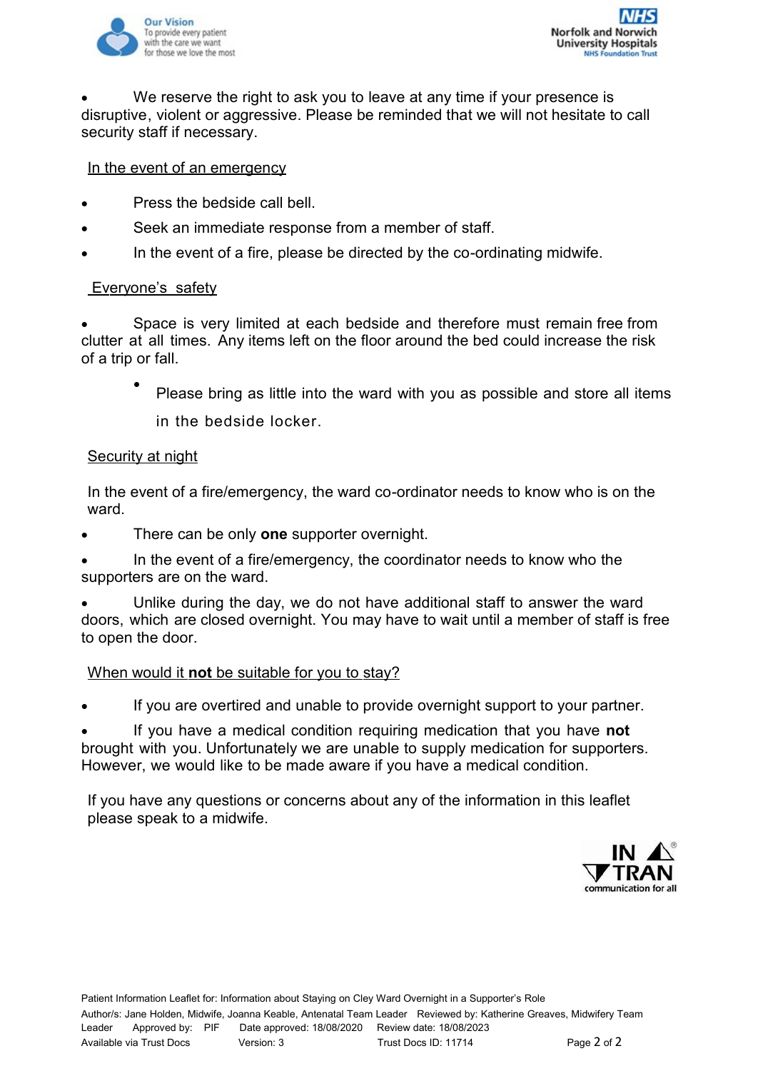- We reserve the right to ask you to leave at any time if your presence is disruptive, violent or aggressive. Please be reminded that we will not hesitate to call security staff if necessary.

## In the event of an emergency

- Press the bedside call bell.
- Seek an immediate response from a member of staff.
- In the event of a fire, please be directed by the co-ordinating midwife.

## Everyone's safety

- Space is very limited at each bedside and therefore must remain free from clutter at all times. Any items left on the floor around the bed could increase the risk of a trip or fall.
    - Please bring as little into the ward with you as possible and store all items in the bedside locker.

## Security at night

In the event of a fire/emergency, the ward co-ordinator needs to know who is on the ward.

- There can be only **one** supporter overnight.
- In the event of a fire/emergency, the coordinator needs to know who the supporters are on the ward.
- Unlike during the day, we do not have additional staff to answer the ward doors, which are closed overnight. You may have to wait until a member of staff is free to open the door.

## When would it **not** be suitable for you to stay?

- If you are overtired and unable to provide overnight support to your partner.
- If you have a medical condition requiring medication that you have **not** brought with you. Unfortunately we are unable to supply medication for supporters. However, we would like to be made aware if you have a medical condition.

If you have any questions or concerns about any of the information in this leaflet please speak to a midwife.

Patient Information Leaflet for: Information about Staying on Cley Ward Overnight in a Supporter's Role
Author/s: Jane Holden, Midwife, Joanna Keable, Antenatal Team Leader Reviewed by: Katherine Greaves, Midwifery Team Leader Approved by: PIF Date approved: 18/08/2020 Review date: 18/08/2023
Available via Trust Docs Version: 3 Trust Docs ID: 11714